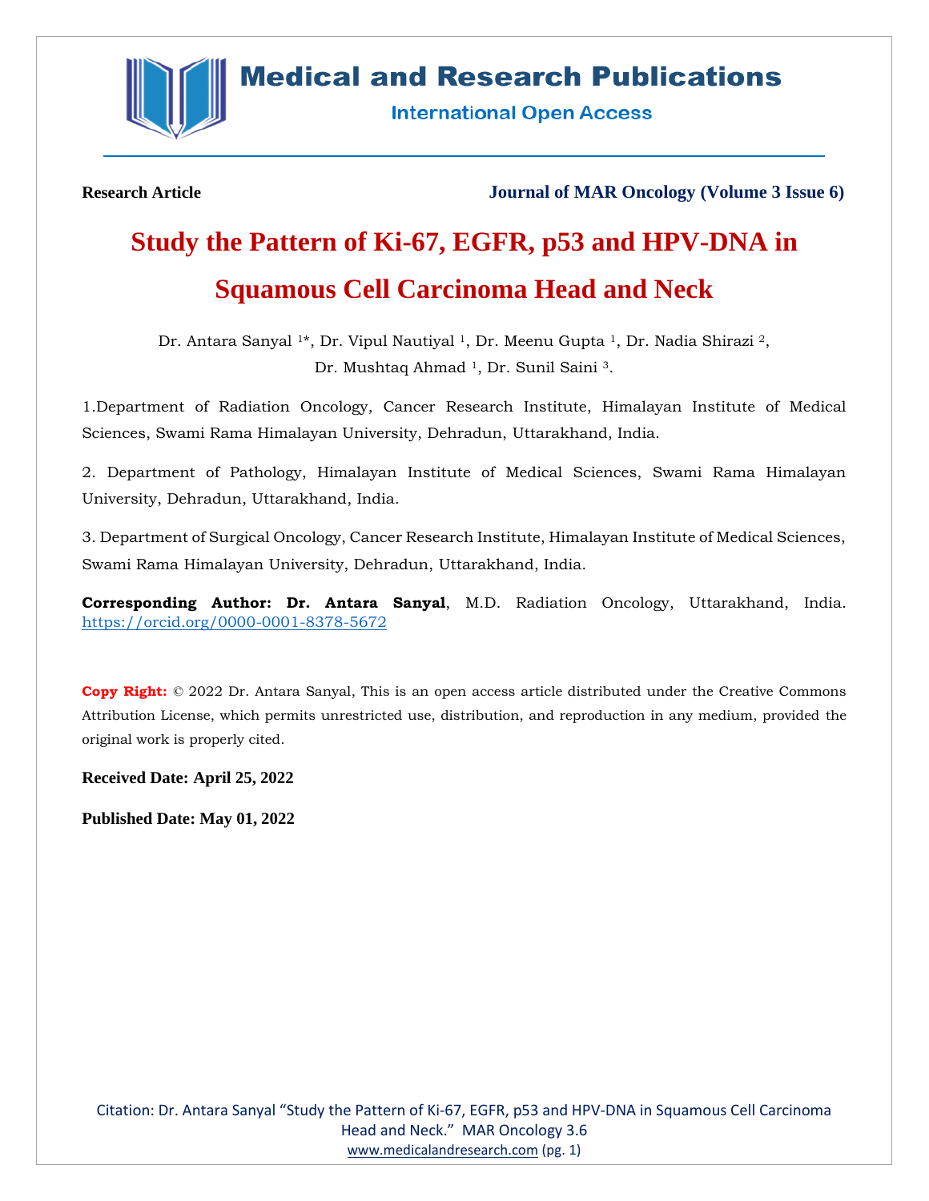Research Article

Journal of MAR Oncology (Volume 3 Issue 6)

# Study the Pattern of Ki-67, EGFR, p53 and HPV-DNA in Squamous Cell Carcinoma Head and Neck

Dr. Antara Sanyal [1*], Dr. Vipul Nautiyal [1], Dr. Meenu Gupta [1], Dr. Nadia Shirazi [2], Dr. Mushtaq Ahmad [1], Dr. Sunil Saini [3].

1.Department of Radiation Oncology, Cancer Research Institute, Himalayan Institute of Medical Sciences, Swami Rama Himalayan University, Dehradun, Uttarakhand, India.

2. Department of Pathology, Himalayan Institute of Medical Sciences, Swami Rama Himalayan University, Dehradun, Uttarakhand, India.

3. Department of Surgical Oncology, Cancer Research Institute, Himalayan Institute of Medical Sciences, Swami Rama Himalayan University, Dehradun, Uttarakhand, India.

**Corresponding Author: Dr. Antara Sanyal**, M.D. Radiation Oncology, Uttarakhand, India. https://orcid.org/0000-0001-8378-5672

**Copy Right:** © 2022 Dr. Antara Sanyal, This is an open access article distributed under the Creative Commons Attribution License, which permits unrestricted use, distribution, and reproduction in any medium, provided the original work is properly cited.

**Received Date: April 25, 2022**

**Published Date: May 01, 2022**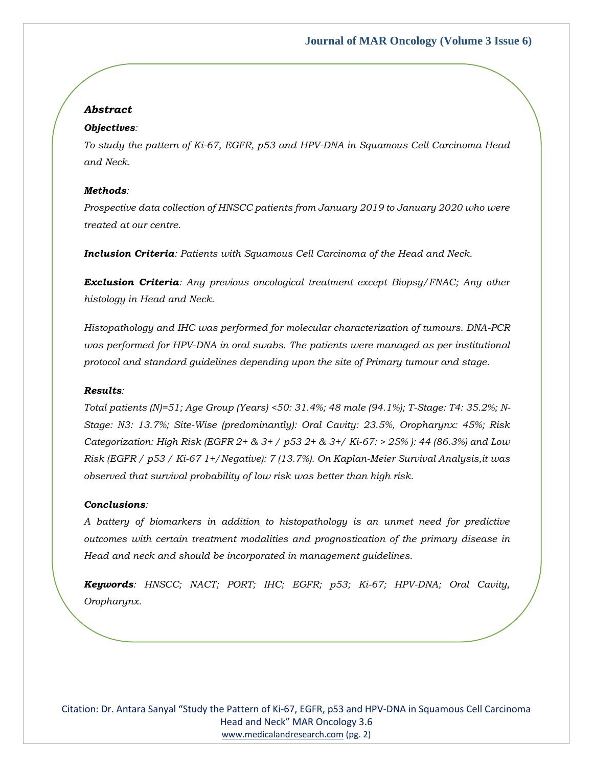### *Abstract*

***Objectives***:

*To study the pattern of Ki-67, EGFR, p53 and HPV-DNA in Squamous Cell Carcinoma Head and Neck.*

***Methods***:

*Prospective data collection of HNSCC patients from January 2019 to January 2020 who were treated at our centre.*

***Inclusion Criteria***: *Patients with Squamous Cell Carcinoma of the Head and Neck.*

***Exclusion Criteria***: *Any previous oncological treatment except Biopsy/FNAC; Any other histology in Head and Neck.*

*Histopathology and IHC was performed for molecular characterization of tumours. DNA-PCR was performed for HPV-DNA in oral swabs. The patients were managed as per institutional protocol and standard guidelines depending upon the site of Primary tumour and stage.*

***Results***:

*Total patients (N)=51; Age Group (Years) <50: 31.4%; 48 male (94.1%); T-Stage: T4: 35.2%; N-Stage: N3: 13.7%; Site-Wise (predominantly): Oral Cavity: 23.5%, Oropharynx: 45%; Risk Categorization: High Risk (EGFR 2+ & 3+ / p53 2+ & 3+/ Ki-67: > 25% ): 44 (86.3%) and Low Risk (EGFR / p53 / Ki-67 1+/Negative): 7 (13.7%). On Kaplan-Meier Survival Analysis,it was observed that survival probability of low risk was better than high risk.*

***Conclusions***:

*A battery of biomarkers in addition to histopathology is an unmet need for predictive outcomes with certain treatment modalities and prognostication of the primary disease in Head and neck and should be incorporated in management guidelines.*

***Keywords***: *HNSCC; NACT; PORT; IHC; EGFR; p53; Ki-67; HPV-DNA; Oral Cavity, Oropharynx.*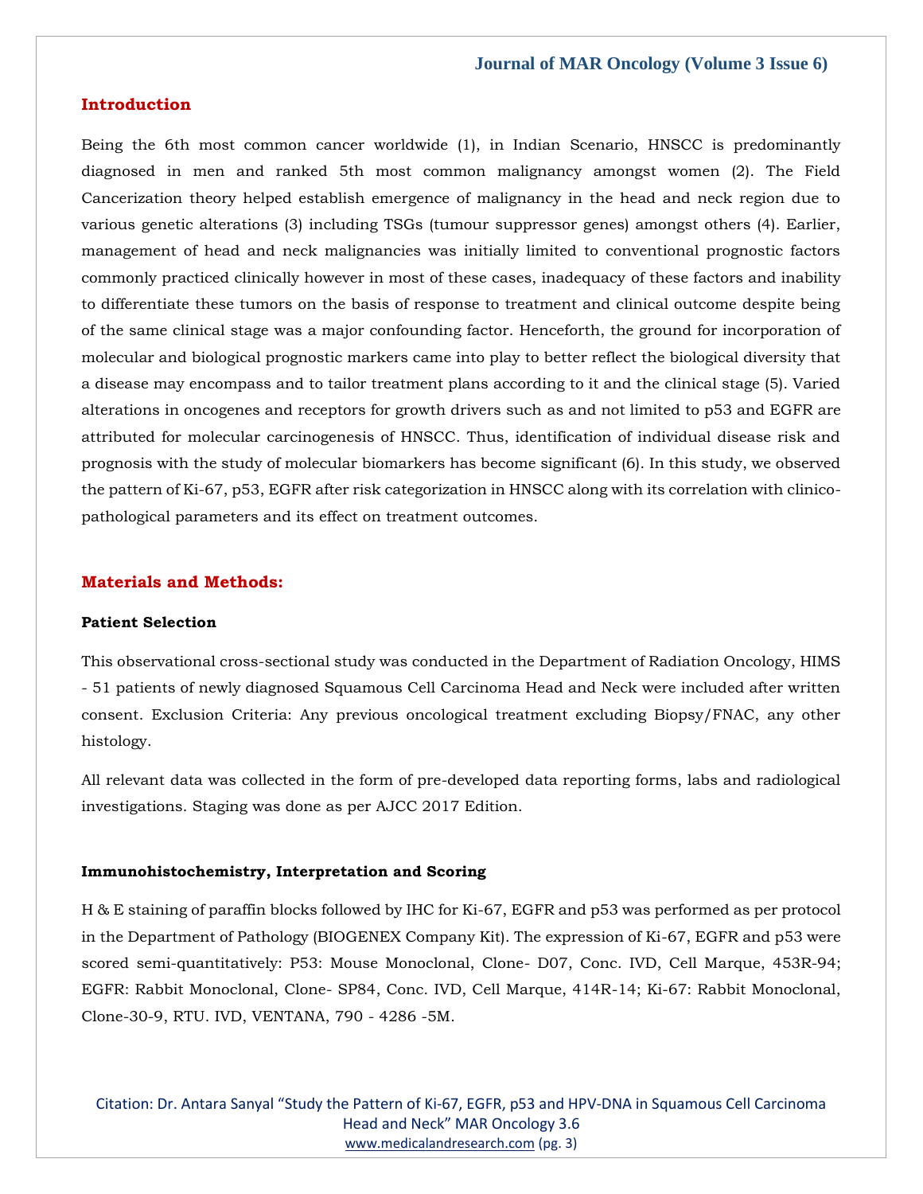## Introduction

Being the 6th most common cancer worldwide (1), in Indian Scenario, HNSCC is predominantly diagnosed in men and ranked 5th most common malignancy amongst women (2). The Field Cancerization theory helped establish emergence of malignancy in the head and neck region due to various genetic alterations (3) including TSGs (tumour suppressor genes) amongst others (4). Earlier, management of head and neck malignancies was initially limited to conventional prognostic factors commonly practiced clinically however in most of these cases, inadequacy of these factors and inability to differentiate these tumors on the basis of response to treatment and clinical outcome despite being of the same clinical stage was a major confounding factor. Henceforth, the ground for incorporation of molecular and biological prognostic markers came into play to better reflect the biological diversity that a disease may encompass and to tailor treatment plans according to it and the clinical stage (5). Varied alterations in oncogenes and receptors for growth drivers such as and not limited to p53 and EGFR are attributed for molecular carcinogenesis of HNSCC. Thus, identification of individual disease risk and prognosis with the study of molecular biomarkers has become significant (6). In this study, we observed the pattern of Ki-67, p53, EGFR after risk categorization in HNSCC along with its correlation with clinico-pathological parameters and its effect on treatment outcomes.

## Materials and Methods:

### Patient Selection

This observational cross-sectional study was conducted in the Department of Radiation Oncology, HIMS - 51 patients of newly diagnosed Squamous Cell Carcinoma Head and Neck were included after written consent. Exclusion Criteria: Any previous oncological treatment excluding Biopsy/FNAC, any other histology.

All relevant data was collected in the form of pre-developed data reporting forms, labs and radiological investigations. Staging was done as per AJCC 2017 Edition.

### Immunohistochemistry, Interpretation and Scoring

H & E staining of paraffin blocks followed by IHC for Ki-67, EGFR and p53 was performed as per protocol in the Department of Pathology (BIOGENEX Company Kit). The expression of Ki-67, EGFR and p53 were scored semi-quantitatively: P53: Mouse Monoclonal, Clone- D07, Conc. IVD, Cell Marque, 453R-94; EGFR: Rabbit Monoclonal, Clone- SP84, Conc. IVD, Cell Marque, 414R-14; Ki-67: Rabbit Monoclonal, Clone-30-9, RTU. IVD, VENTANA, 790 - 4286 -5M.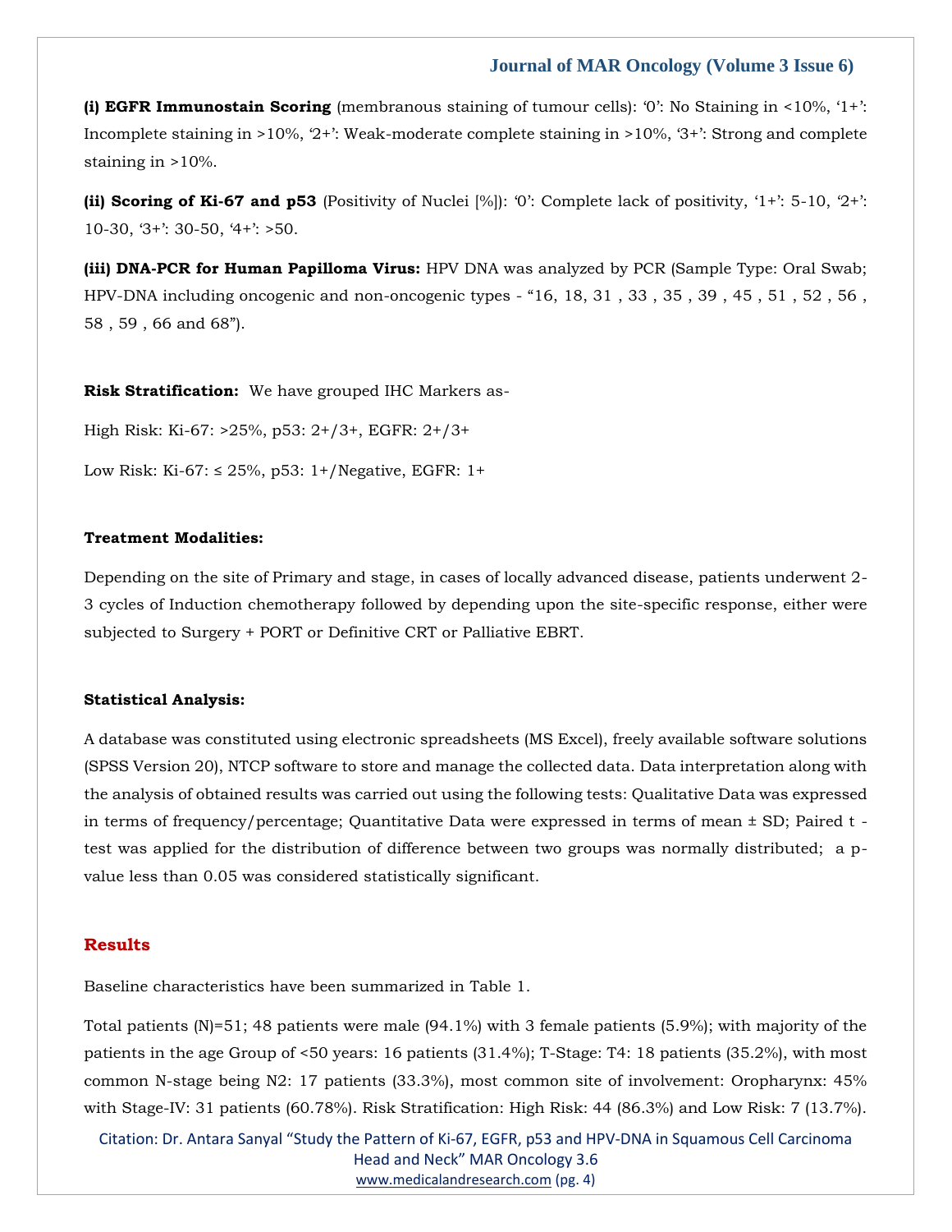**(i) EGFR Immunostain Scoring** (membranous staining of tumour cells): '0': No Staining in <10%, '1+': Incomplete staining in >10%, '2+': Weak-moderate complete staining in >10%, '3+': Strong and complete staining in >10%.

**(ii) Scoring of Ki-67 and p53** (Positivity of Nuclei [%]): '0': Complete lack of positivity, '1+': 5-10, '2+': 10-30, '3+': 30-50, '4+': >50.

**(iii) DNA-PCR for Human Papilloma Virus:** HPV DNA was analyzed by PCR (Sample Type: Oral Swab; HPV-DNA including oncogenic and non-oncogenic types - "16, 18, 31 , 33 , 35 , 39 , 45 , 51 , 52 , 56 , 58 , 59 , 66 and 68").

**Risk Stratification:** We have grouped IHC Markers as-

High Risk: Ki-67: >25%, p53: 2+/3+, EGFR: 2+/3+

Low Risk: Ki-67: ≤ 25%, p53: 1+/Negative, EGFR: 1+

**Treatment Modalities:**

Depending on the site of Primary and stage, in cases of locally advanced disease, patients underwent 2-3 cycles of Induction chemotherapy followed by depending upon the site-specific response, either were subjected to Surgery + PORT or Definitive CRT or Palliative EBRT.

**Statistical Analysis:**

A database was constituted using electronic spreadsheets (MS Excel), freely available software solutions (SPSS Version 20), NTCP software to store and manage the collected data. Data interpretation along with the analysis of obtained results was carried out using the following tests: Qualitative Data was expressed in terms of frequency/percentage; Quantitative Data were expressed in terms of mean ± SD; Paired t - test was applied for the distribution of difference between two groups was normally distributed; a p-value less than 0.05 was considered statistically significant.

## Results

Baseline characteristics have been summarized in Table 1.

Total patients (N)=51; 48 patients were male (94.1%) with 3 female patients (5.9%); with majority of the patients in the age Group of <50 years: 16 patients (31.4%); T-Stage: T4: 18 patients (35.2%), with most common N-stage being N2: 17 patients (33.3%), most common site of involvement: Oropharynx: 45% with Stage-IV: 31 patients (60.78%). Risk Stratification: High Risk: 44 (86.3%) and Low Risk: 7 (13.7%).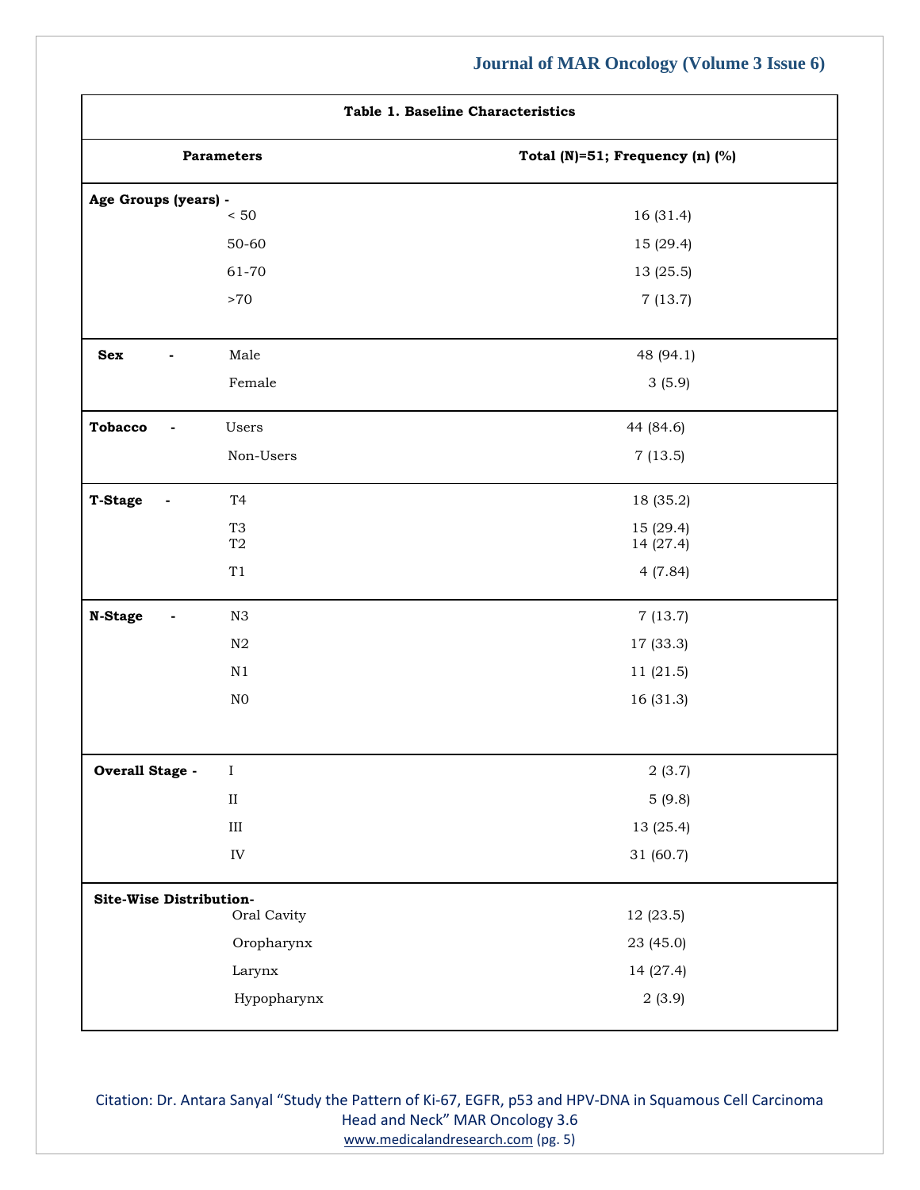**Table 1. Baseline Characteristics**

| Parameters | | Total (N)=51; Frequency (n) (%) |
|---|---|---|
| **Age Groups (years) -** | < 50 | 16 (31.4) |
| | 50-60 | 15 (29.4) |
| | 61-70 | 13 (25.5) |
| | >70 | 7 (13.7) |
| **Sex -** | Male | 48 (94.1) |
| | Female | 3 (5.9) |
| **Tobacco -** | Users | 44 (84.6) |
| | Non-Users | 7 (13.5) |
| **T-Stage -** | T4 | 18 (35.2) |
| | T3 | 15 (29.4) |
| | T2 | 14 (27.4) |
| | T1 | 4 (7.84) |
| **N-Stage -** | N3 | 7 (13.7) |
| | N2 | 17 (33.3) |
| | N1 | 11 (21.5) |
| | N0 | 16 (31.3) |
| **Overall Stage -** | I | 2 (3.7) |
| | II | 5 (9.8) |
| | III | 13 (25.4) |
| | IV | 31 (60.7) |
| **Site-Wise Distribution-** | Oral Cavity | 12 (23.5) |
| | Oropharynx | 23 (45.0) |
| | Larynx | 14 (27.4) |
| | Hypopharynx | 2 (3.9) |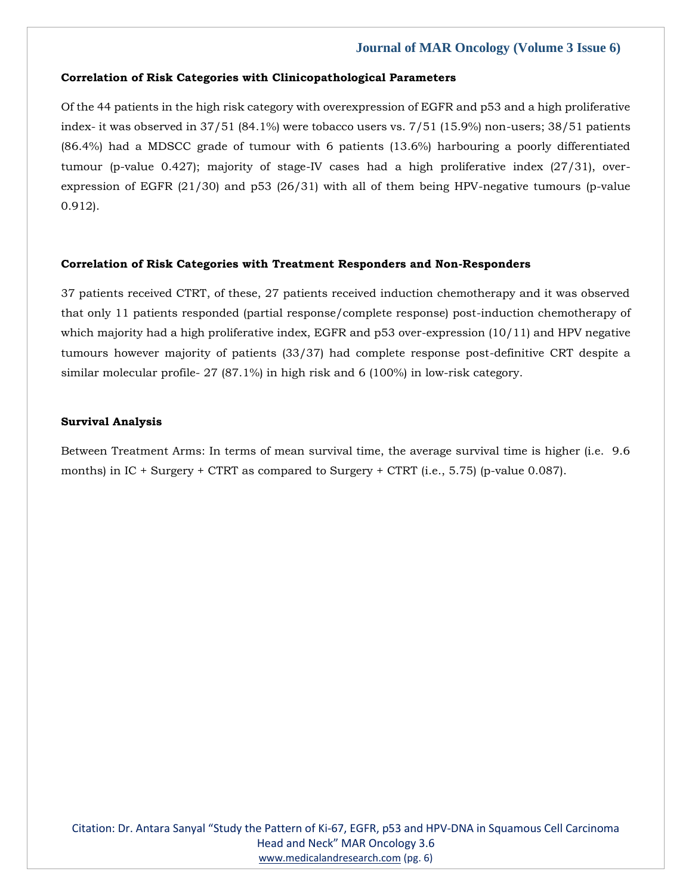### Correlation of Risk Categories with Clinicopathological Parameters

Of the 44 patients in the high risk category with overexpression of EGFR and p53 and a high proliferative index- it was observed in 37/51 (84.1%) were tobacco users vs. 7/51 (15.9%) non-users; 38/51 patients (86.4%) had a MDSCC grade of tumour with 6 patients (13.6%) harbouring a poorly differentiated tumour (p-value 0.427); majority of stage-IV cases had a high proliferative index (27/31), over-expression of EGFR (21/30) and p53 (26/31) with all of them being HPV-negative tumours (p-value 0.912).

### Correlation of Risk Categories with Treatment Responders and Non-Responders

37 patients received CTRT, of these, 27 patients received induction chemotherapy and it was observed that only 11 patients responded (partial response/complete response) post-induction chemotherapy of which majority had a high proliferative index, EGFR and p53 over-expression (10/11) and HPV negative tumours however majority of patients (33/37) had complete response post-definitive CRT despite a similar molecular profile- 27 (87.1%) in high risk and 6 (100%) in low-risk category.

### Survival Analysis

Between Treatment Arms: In terms of mean survival time, the average survival time is higher (i.e. 9.6 months) in IC + Surgery + CTRT as compared to Surgery + CTRT (i.e., 5.75) (p-value 0.087).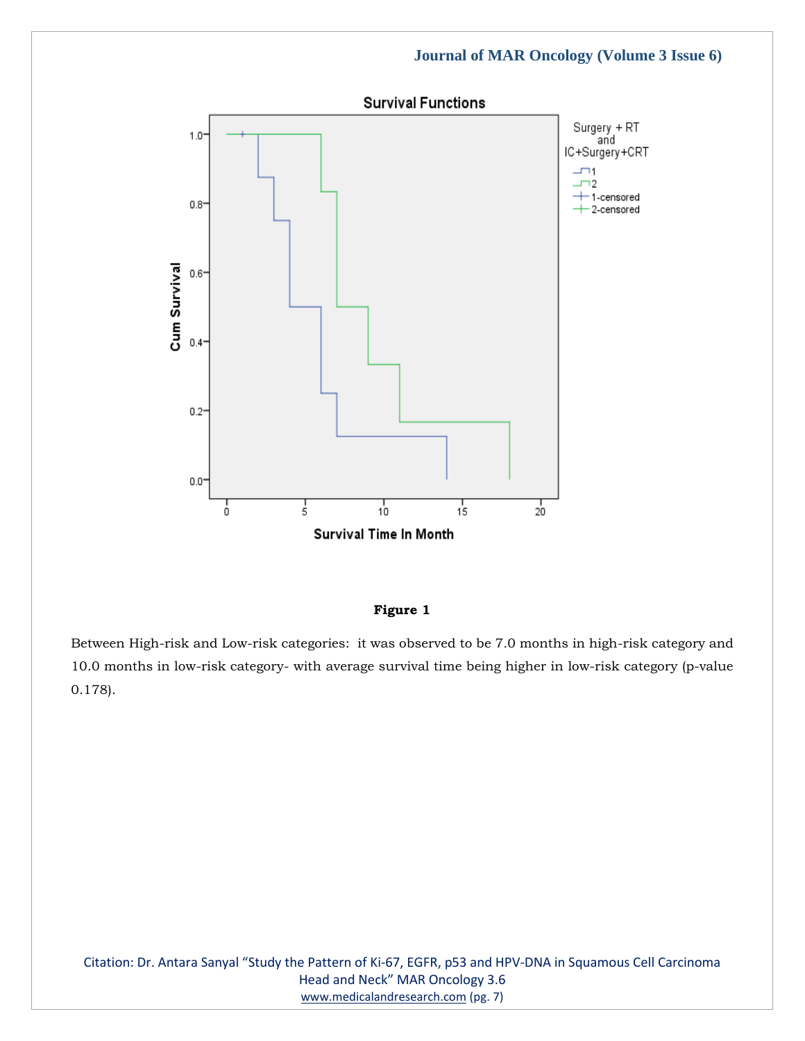**Figure 1**

Between High-risk and Low-risk categories: it was observed to be 7.0 months in high-risk category and 10.0 months in low-risk category- with average survival time being higher in low-risk category (p-value 0.178).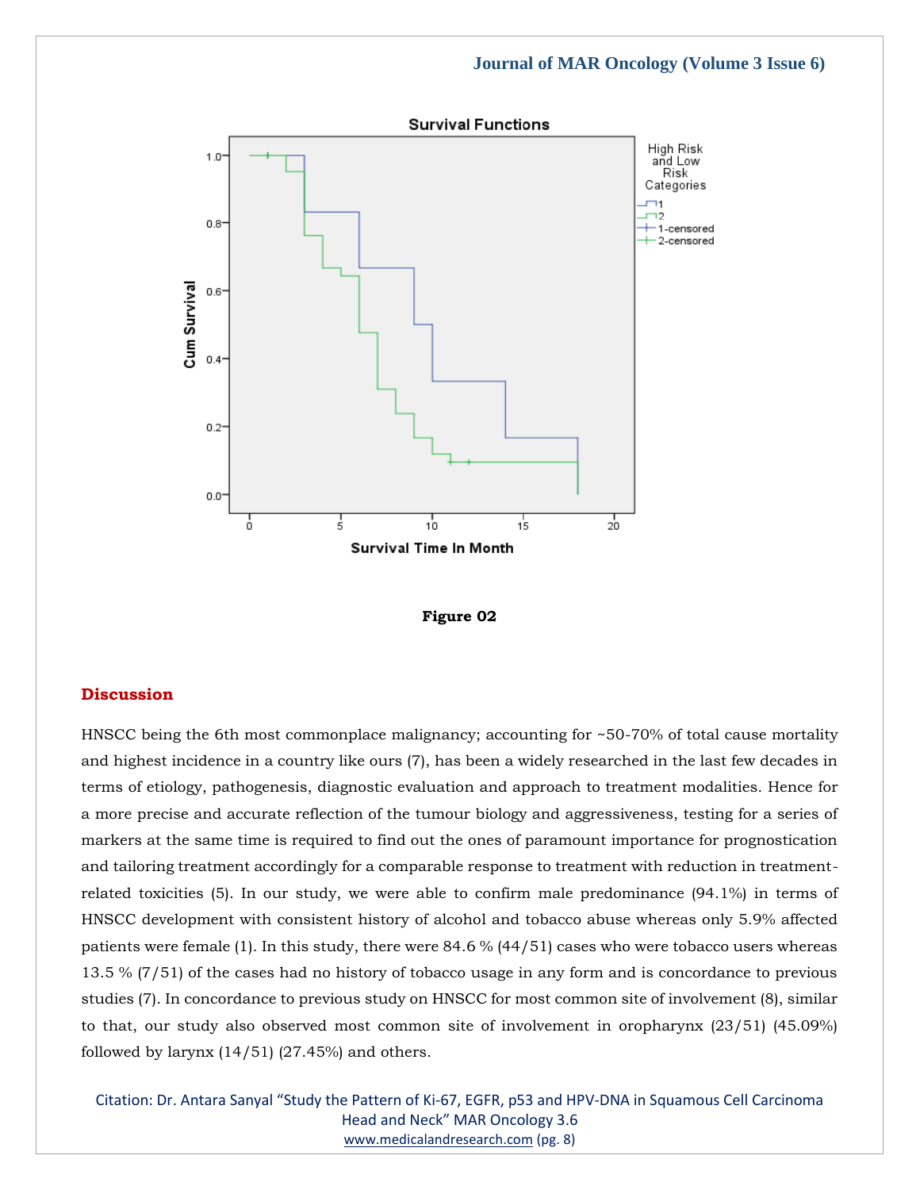Figure 02

## Discussion

HNSCC being the 6th most commonplace malignancy; accounting for ~50-70% of total cause mortality and highest incidence in a country like ours (7), has been a widely researched in the last few decades in terms of etiology, pathogenesis, diagnostic evaluation and approach to treatment modalities. Hence for a more precise and accurate reflection of the tumour biology and aggressiveness, testing for a series of markers at the same time is required to find out the ones of paramount importance for prognostication and tailoring treatment accordingly for a comparable response to treatment with reduction in treatment-related toxicities (5). In our study, we were able to confirm male predominance (94.1%) in terms of HNSCC development with consistent history of alcohol and tobacco abuse whereas only 5.9% affected patients were female (1). In this study, there were 84.6 % (44/51) cases who were tobacco users whereas 13.5 % (7/51) of the cases had no history of tobacco usage in any form and is concordance to previous studies (7). In concordance to previous study on HNSCC for most common site of involvement (8), similar to that, our study also observed most common site of involvement in oropharynx (23/51) (45.09%) followed by larynx (14/51) (27.45%) and others.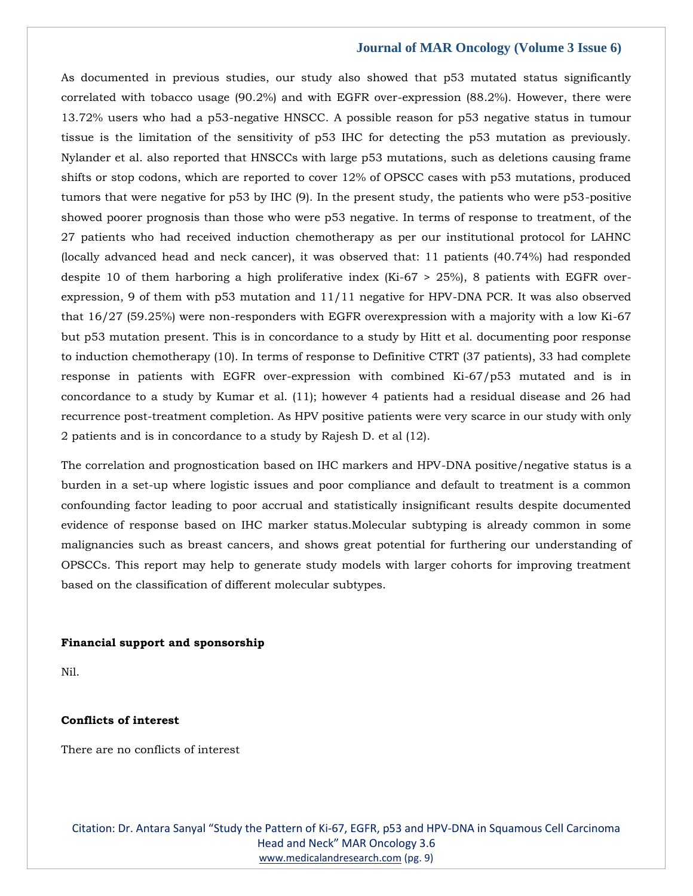As documented in previous studies, our study also showed that p53 mutated status significantly correlated with tobacco usage (90.2%) and with EGFR over-expression (88.2%). However, there were 13.72% users who had a p53-negative HNSCC. A possible reason for p53 negative status in tumour tissue is the limitation of the sensitivity of p53 IHC for detecting the p53 mutation as previously. Nylander et al. also reported that HNSCCs with large p53 mutations, such as deletions causing frame shifts or stop codons, which are reported to cover 12% of OPSCC cases with p53 mutations, produced tumors that were negative for p53 by IHC (9). In the present study, the patients who were p53-positive showed poorer prognosis than those who were p53 negative. In terms of response to treatment, of the 27 patients who had received induction chemotherapy as per our institutional protocol for LAHNC (locally advanced head and neck cancer), it was observed that: 11 patients (40.74%) had responded despite 10 of them harboring a high proliferative index (Ki-67 > 25%), 8 patients with EGFR over-expression, 9 of them with p53 mutation and 11/11 negative for HPV-DNA PCR. It was also observed that 16/27 (59.25%) were non-responders with EGFR overexpression with a majority with a low Ki-67 but p53 mutation present. This is in concordance to a study by Hitt et al. documenting poor response to induction chemotherapy (10). In terms of response to Definitive CTRT (37 patients), 33 had complete response in patients with EGFR over-expression with combined Ki-67/p53 mutated and is in concordance to a study by Kumar et al. (11); however 4 patients had a residual disease and 26 had recurrence post-treatment completion. As HPV positive patients were very scarce in our study with only 2 patients and is in concordance to a study by Rajesh D. et al (12).

The correlation and prognostication based on IHC markers and HPV-DNA positive/negative status is a burden in a set-up where logistic issues and poor compliance and default to treatment is a common confounding factor leading to poor accrual and statistically insignificant results despite documented evidence of response based on IHC marker status.Molecular subtyping is already common in some malignancies such as breast cancers, and shows great potential for furthering our understanding of OPSCCs. This report may help to generate study models with larger cohorts for improving treatment based on the classification of different molecular subtypes.

**Financial support and sponsorship**

Nil.

**Conflicts of interest**

There are no conflicts of interest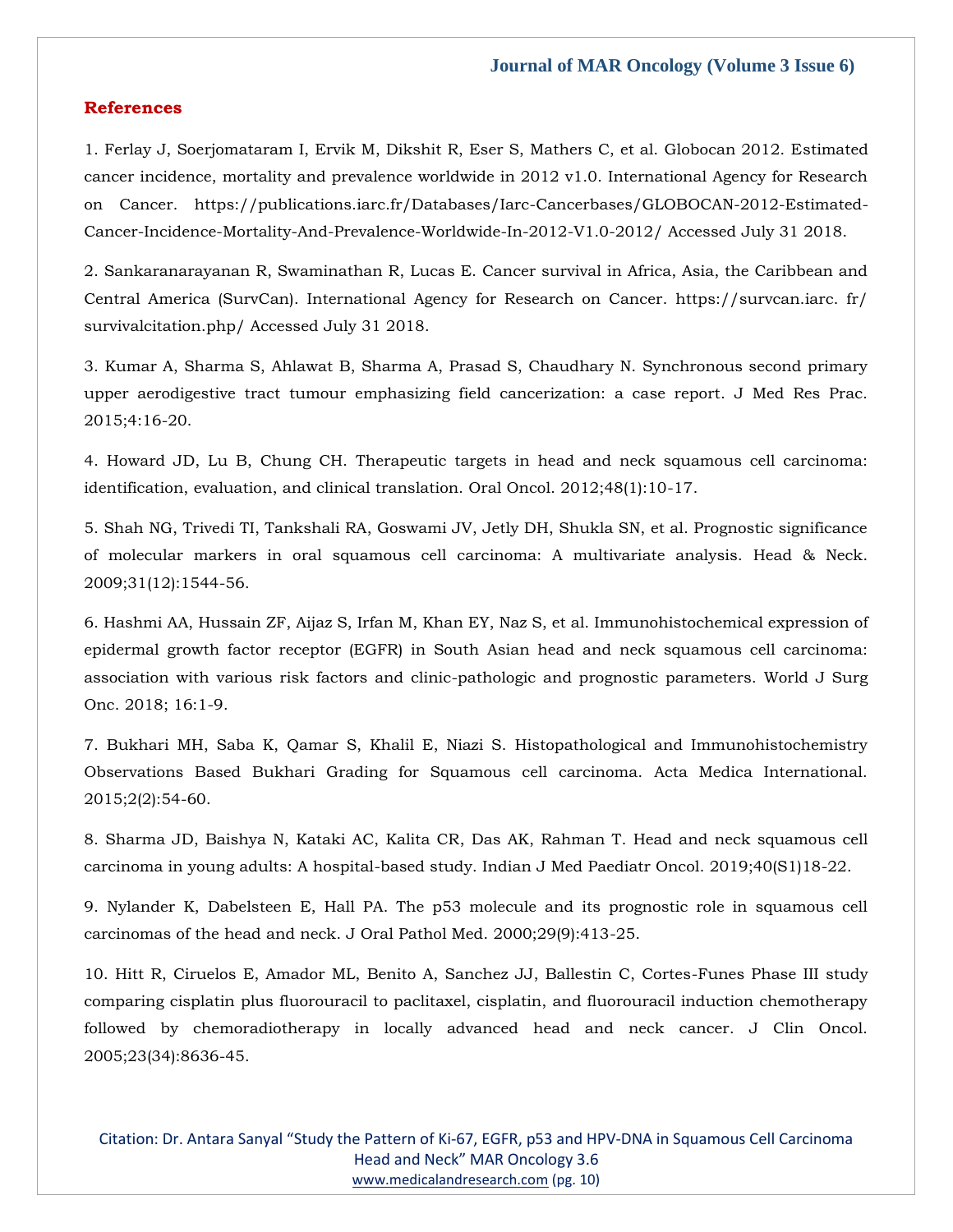## References

1. Ferlay J, Soerjomataram I, Ervik M, Dikshit R, Eser S, Mathers C, et al. Globocan 2012. Estimated cancer incidence, mortality and prevalence worldwide in 2012 v1.0. International Agency for Research on Cancer. https://publications.iarc.fr/Databases/Iarc-Cancerbases/GLOBOCAN-2012-Estimated-Cancer-Incidence-Mortality-And-Prevalence-Worldwide-In-2012-V1.0-2012/ Accessed July 31 2018.

2. Sankaranarayanan R, Swaminathan R, Lucas E. Cancer survival in Africa, Asia, the Caribbean and Central America (SurvCan). International Agency for Research on Cancer. https://survcan.iarc. fr/ survivalcitation.php/ Accessed July 31 2018.

3. Kumar A, Sharma S, Ahlawat B, Sharma A, Prasad S, Chaudhary N. Synchronous second primary upper aerodigestive tract tumour emphasizing field cancerization: a case report. J Med Res Prac. 2015;4:16-20.

4. Howard JD, Lu B, Chung CH. Therapeutic targets in head and neck squamous cell carcinoma: identification, evaluation, and clinical translation. Oral Oncol. 2012;48(1):10-17.

5. Shah NG, Trivedi TI, Tankshali RA, Goswami JV, Jetly DH, Shukla SN, et al. Prognostic significance of molecular markers in oral squamous cell carcinoma: A multivariate analysis. Head & Neck. 2009;31(12):1544-56.

6. Hashmi AA, Hussain ZF, Aijaz S, Irfan M, Khan EY, Naz S, et al. Immunohistochemical expression of epidermal growth factor receptor (EGFR) in South Asian head and neck squamous cell carcinoma: association with various risk factors and clinic-pathologic and prognostic parameters. World J Surg Onc. 2018; 16:1-9.

7. Bukhari MH, Saba K, Qamar S, Khalil E, Niazi S. Histopathological and Immunohistochemistry Observations Based Bukhari Grading for Squamous cell carcinoma. Acta Medica International. 2015;2(2):54-60.

8. Sharma JD, Baishya N, Kataki AC, Kalita CR, Das AK, Rahman T. Head and neck squamous cell carcinoma in young adults: A hospital-based study. Indian J Med Paediatr Oncol. 2019;40(S1)18-22.

9. Nylander K, Dabelsteen E, Hall PA. The p53 molecule and its prognostic role in squamous cell carcinomas of the head and neck. J Oral Pathol Med. 2000;29(9):413-25.

10. Hitt R, Ciruelos E, Amador ML, Benito A, Sanchez JJ, Ballestin C, Cortes-Funes Phase III study comparing cisplatin plus fluorouracil to paclitaxel, cisplatin, and fluorouracil induction chemotherapy followed by chemoradiotherapy in locally advanced head and neck cancer. J Clin Oncol. 2005;23(34):8636-45.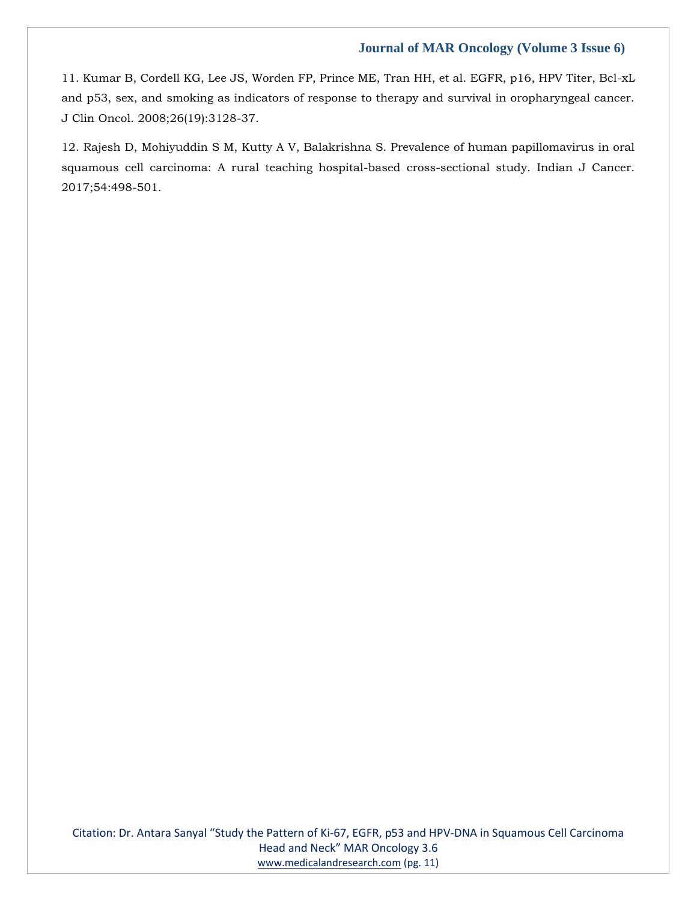11. Kumar B, Cordell KG, Lee JS, Worden FP, Prince ME, Tran HH, et al. EGFR, p16, HPV Titer, Bcl-xL and p53, sex, and smoking as indicators of response to therapy and survival in oropharyngeal cancer. J Clin Oncol. 2008;26(19):3128-37.

12. Rajesh D, Mohiyuddin S M, Kutty A V, Balakrishna S. Prevalence of human papillomavirus in oral squamous cell carcinoma: A rural teaching hospital-based cross-sectional study. Indian J Cancer. 2017;54:498-501.